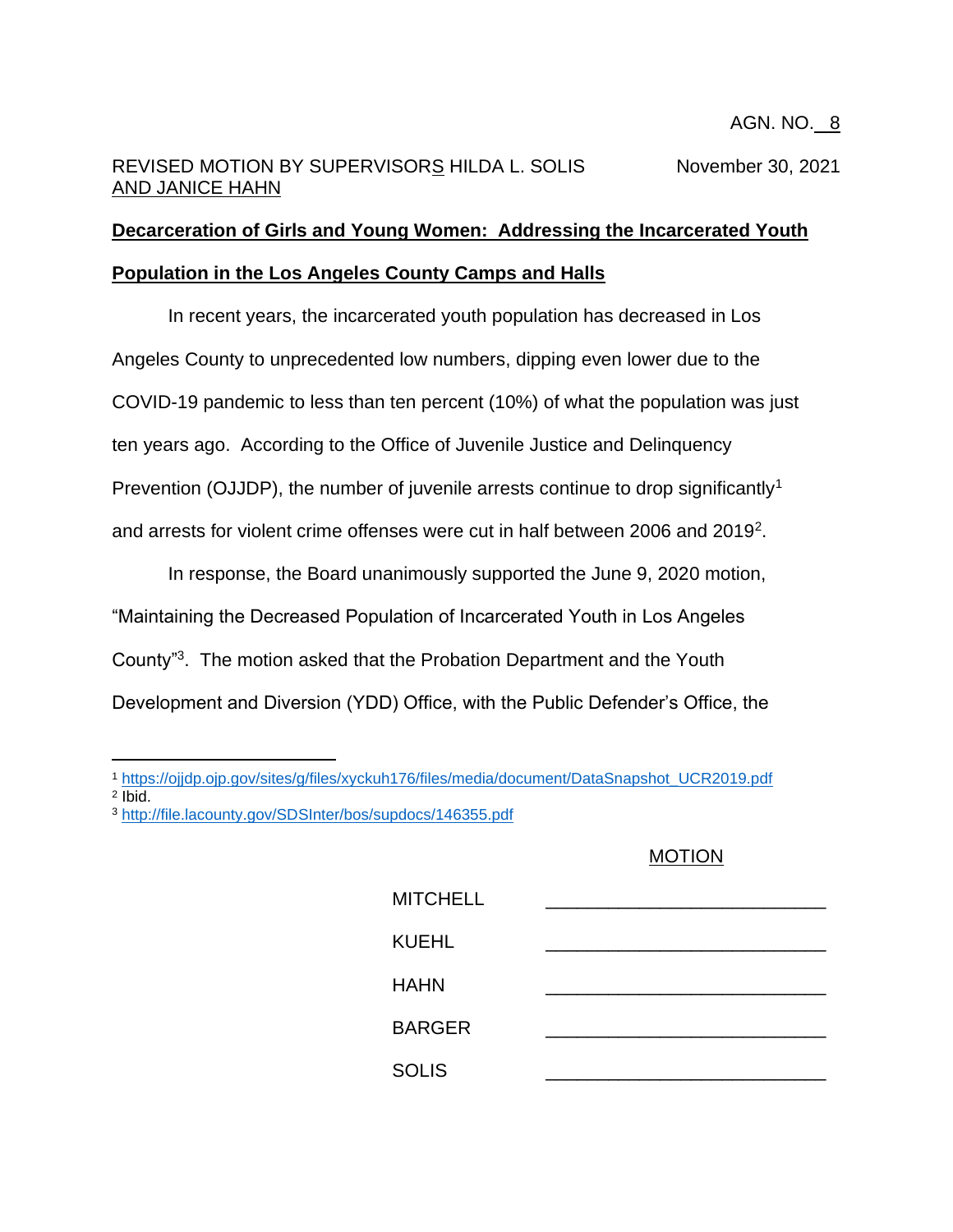AGN. NO. 8

REVISED MOTION BY SUPERVISORS HILDA L. SOLIS AND JANICE HAHN

November 30, 2021

## Decarceration of Girls and Young Women: Addressing the Incarcerated Youth Population in the Los Angeles County Camps and Halls

In recent years, the incarcerated youth population has decreased in Los Angeles County to unprecedented low numbers, dipping even lower due to the COVID-19 pandemic to less than ten percent (10%) of what the population was just ten years ago. According to the Office of Juvenile Justice and Delinquency Prevention (OJJDP), the number of juvenile arrests continue to drop significantly[1] and arrests for violent crime offenses were cut in half between 2006 and 2019[2].

In response, the Board unanimously supported the June 9, 2020 motion, "Maintaining the Decreased Population of Incarcerated Youth in Los Angeles County"[3]. The motion asked that the Probation Department and the Youth Development and Diversion (YDD) Office, with the Public Defender's Office, the

[1] https://ojjdp.ojp.gov/sites/g/files/xyckuh176/files/media/document/DataSnapshot_UCR2019.pdf

[2] Ibid.

[3] http://file.lacounty.gov/SDSInter/bos/supdocs/146355.pdf

MOTION

| | |
|---|---|
| MITCHELL | ____________________ |
| KUEHL | ____________________ |
| HAHN | ____________________ |
| BARGER | ____________________ |
| SOLIS | ____________________ |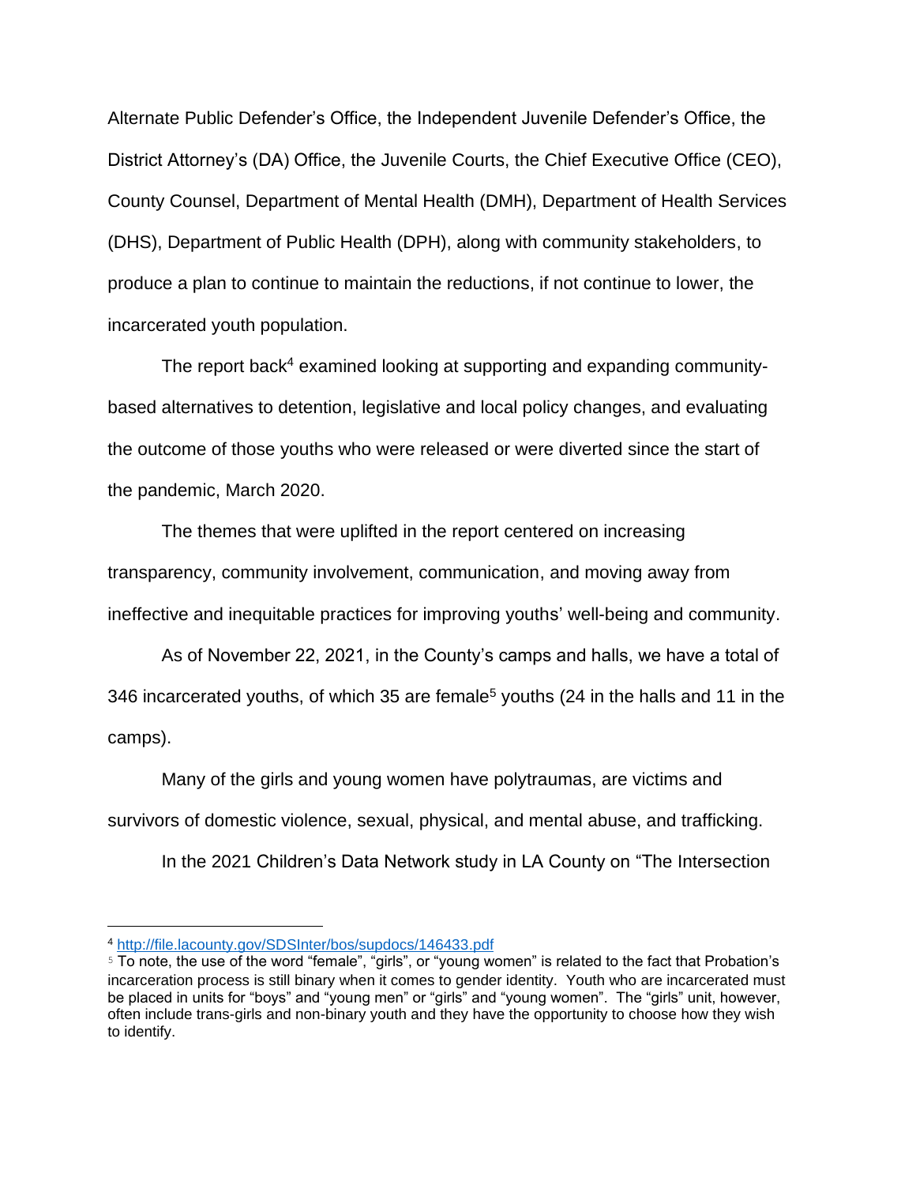Alternate Public Defender's Office, the Independent Juvenile Defender's Office, the District Attorney's (DA) Office, the Juvenile Courts, the Chief Executive Office (CEO), County Counsel, Department of Mental Health (DMH), Department of Health Services (DHS), Department of Public Health (DPH), along with community stakeholders, to produce a plan to continue to maintain the reductions, if not continue to lower, the incarcerated youth population.

The report back[4] examined looking at supporting and expanding community-based alternatives to detention, legislative and local policy changes, and evaluating the outcome of those youths who were released or were diverted since the start of the pandemic, March 2020.

The themes that were uplifted in the report centered on increasing transparency, community involvement, communication, and moving away from ineffective and inequitable practices for improving youths' well-being and community.

As of November 22, 2021, in the County's camps and halls, we have a total of 346 incarcerated youths, of which 35 are female[5] youths (24 in the halls and 11 in the camps).

Many of the girls and young women have polytraumas, are victims and survivors of domestic violence, sexual, physical, and mental abuse, and trafficking.

In the 2021 Children's Data Network study in LA County on "The Intersection

---

[4] http://file.lacounty.gov/SDSInter/bos/supdocs/146433.pdf

[5] To note, the use of the word "female", "girls", or "young women" is related to the fact that Probation's incarceration process is still binary when it comes to gender identity. Youth who are incarcerated must be placed in units for "boys" and "young men" or "girls" and "young women". The "girls" unit, however, often include trans-girls and non-binary youth and they have the opportunity to choose how they wish to identify.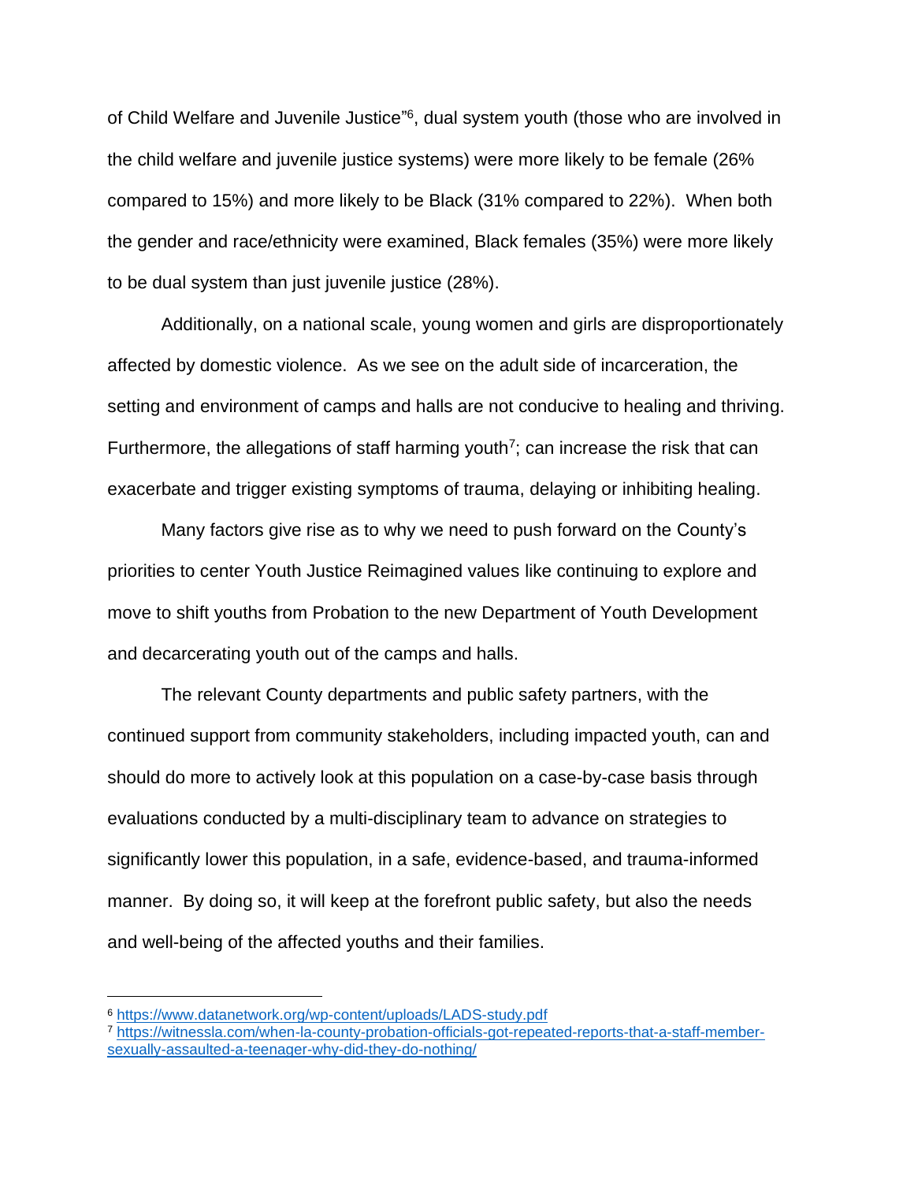of Child Welfare and Juvenile Justice"[6], dual system youth (those who are involved in the child welfare and juvenile justice systems) were more likely to be female (26% compared to 15%) and more likely to be Black (31% compared to 22%). When both the gender and race/ethnicity were examined, Black females (35%) were more likely to be dual system than just juvenile justice (28%).

Additionally, on a national scale, young women and girls are disproportionately affected by domestic violence. As we see on the adult side of incarceration, the setting and environment of camps and halls are not conducive to healing and thriving. Furthermore, the allegations of staff harming youth[7]; can increase the risk that can exacerbate and trigger existing symptoms of trauma, delaying or inhibiting healing.

Many factors give rise as to why we need to push forward on the County's priorities to center Youth Justice Reimagined values like continuing to explore and move to shift youths from Probation to the new Department of Youth Development and decarcerating youth out of the camps and halls.

The relevant County departments and public safety partners, with the continued support from community stakeholders, including impacted youth, can and should do more to actively look at this population on a case-by-case basis through evaluations conducted by a multi-disciplinary team to advance on strategies to significantly lower this population, in a safe, evidence-based, and trauma-informed manner. By doing so, it will keep at the forefront public safety, but also the needs and well-being of the affected youths and their families.

---

[6] https://www.datanetwork.org/wp-content/uploads/LADS-study.pdf

[7] https://witnessla.com/when-la-county-probation-officials-got-repeated-reports-that-a-staff-member-sexually-assaulted-a-teenager-why-did-they-do-nothing/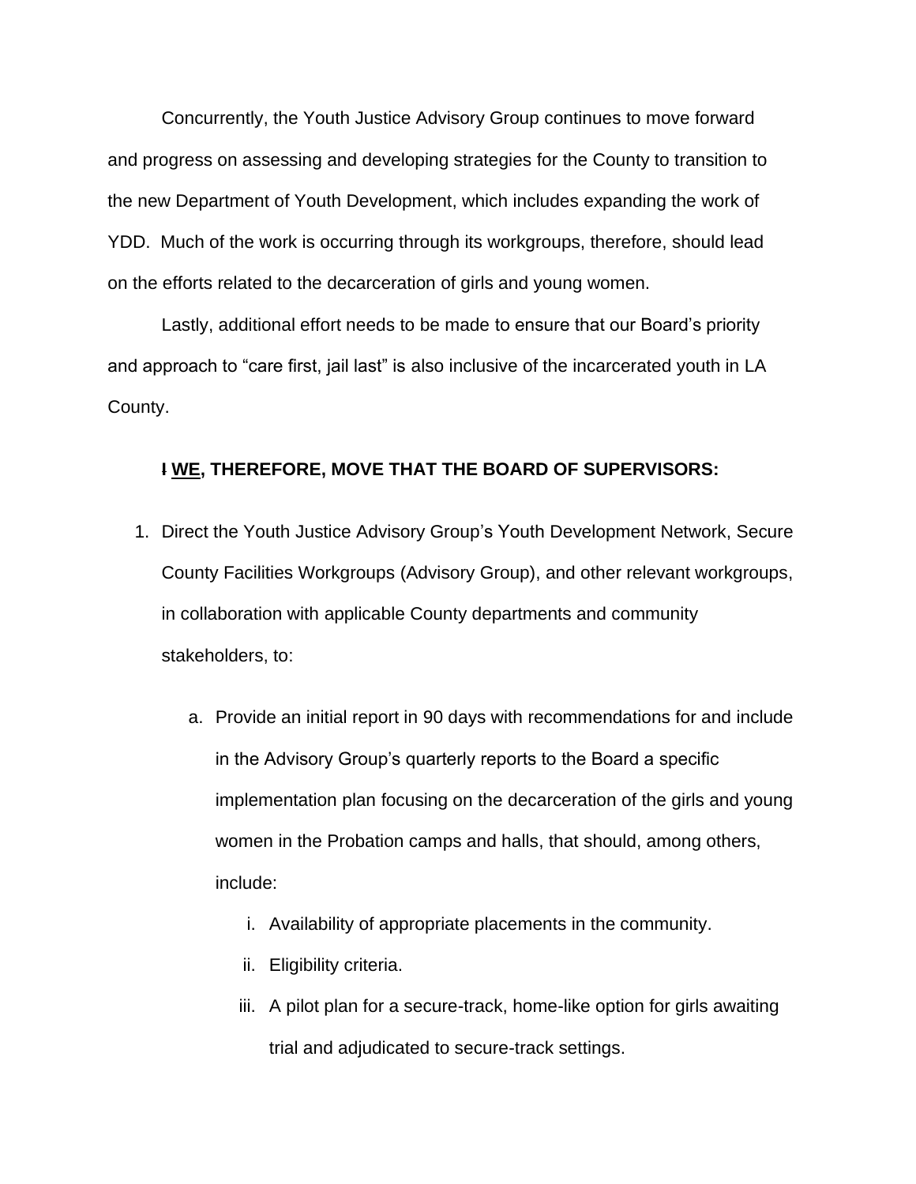Concurrently, the Youth Justice Advisory Group continues to move forward and progress on assessing and developing strategies for the County to transition to the new Department of Youth Development, which includes expanding the work of YDD. Much of the work is occurring through its workgroups, therefore, should lead on the efforts related to the decarceration of girls and young women.

Lastly, additional effort needs to be made to ensure that our Board's priority and approach to "care first, jail last" is also inclusive of the incarcerated youth in LA County.

**~~I~~ WE, THEREFORE, MOVE THAT THE BOARD OF SUPERVISORS:**

1. Direct the Youth Justice Advisory Group's Youth Development Network, Secure County Facilities Workgroups (Advisory Group), and other relevant workgroups, in collaboration with applicable County departments and community stakeholders, to:
   a. Provide an initial report in 90 days with recommendations for and include in the Advisory Group's quarterly reports to the Board a specific implementation plan focusing on the decarceration of the girls and young women in the Probation camps and halls, that should, among others, include:
      i. Availability of appropriate placements in the community.
      ii. Eligibility criteria.
      iii. A pilot plan for a secure-track, home-like option for girls awaiting trial and adjudicated to secure-track settings.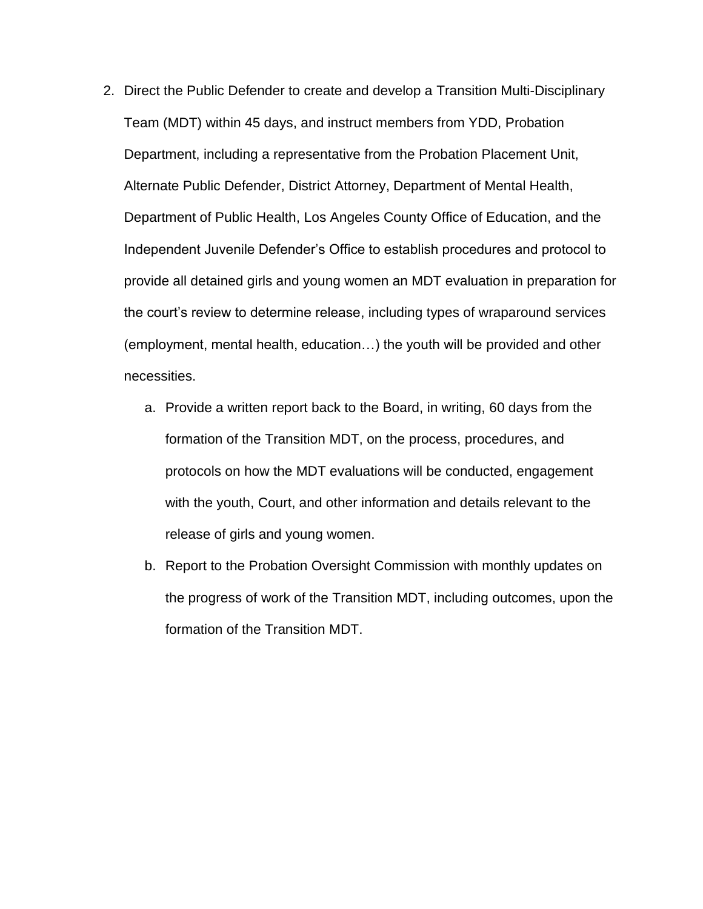2. Direct the Public Defender to create and develop a Transition Multi-Disciplinary Team (MDT) within 45 days, and instruct members from YDD, Probation Department, including a representative from the Probation Placement Unit, Alternate Public Defender, District Attorney, Department of Mental Health, Department of Public Health, Los Angeles County Office of Education, and the Independent Juvenile Defender's Office to establish procedures and protocol to provide all detained girls and young women an MDT evaluation in preparation for the court's review to determine release, including types of wraparound services (employment, mental health, education…) the youth will be provided and other necessities.

    a. Provide a written report back to the Board, in writing, 60 days from the formation of the Transition MDT, on the process, procedures, and protocols on how the MDT evaluations will be conducted, engagement with the youth, Court, and other information and details relevant to the release of girls and young women.

    b. Report to the Probation Oversight Commission with monthly updates on the progress of work of the Transition MDT, including outcomes, upon the formation of the Transition MDT.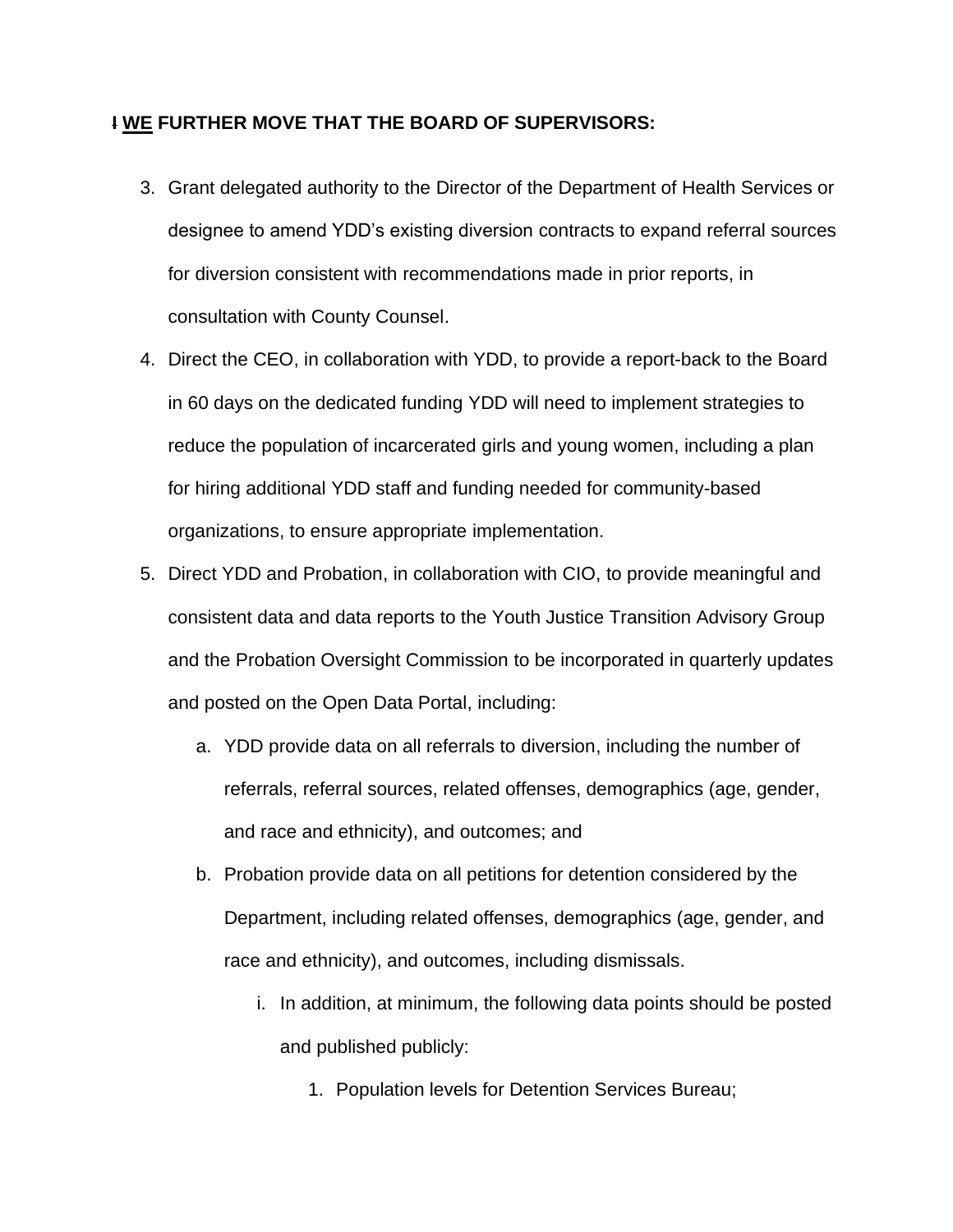**~~I~~ <u>WE</u> FURTHER MOVE THAT THE BOARD OF SUPERVISORS:**

3. Grant delegated authority to the Director of the Department of Health Services or designee to amend YDD's existing diversion contracts to expand referral sources for diversion consistent with recommendations made in prior reports, in consultation with County Counsel.
4. Direct the CEO, in collaboration with YDD, to provide a report-back to the Board in 60 days on the dedicated funding YDD will need to implement strategies to reduce the population of incarcerated girls and young women, including a plan for hiring additional YDD staff and funding needed for community-based organizations, to ensure appropriate implementation.
5. Direct YDD and Probation, in collaboration with CIO, to provide meaningful and consistent data and data reports to the Youth Justice Transition Advisory Group and the Probation Oversight Commission to be incorporated in quarterly updates and posted on the Open Data Portal, including:
    a. YDD provide data on all referrals to diversion, including the number of referrals, referral sources, related offenses, demographics (age, gender, and race and ethnicity), and outcomes; and
    b. Probation provide data on all petitions for detention considered by the Department, including related offenses, demographics (age, gender, and race and ethnicity), and outcomes, including dismissals.
        i. In addition, at minimum, the following data points should be posted and published publicly:
            1. Population levels for Detention Services Bureau;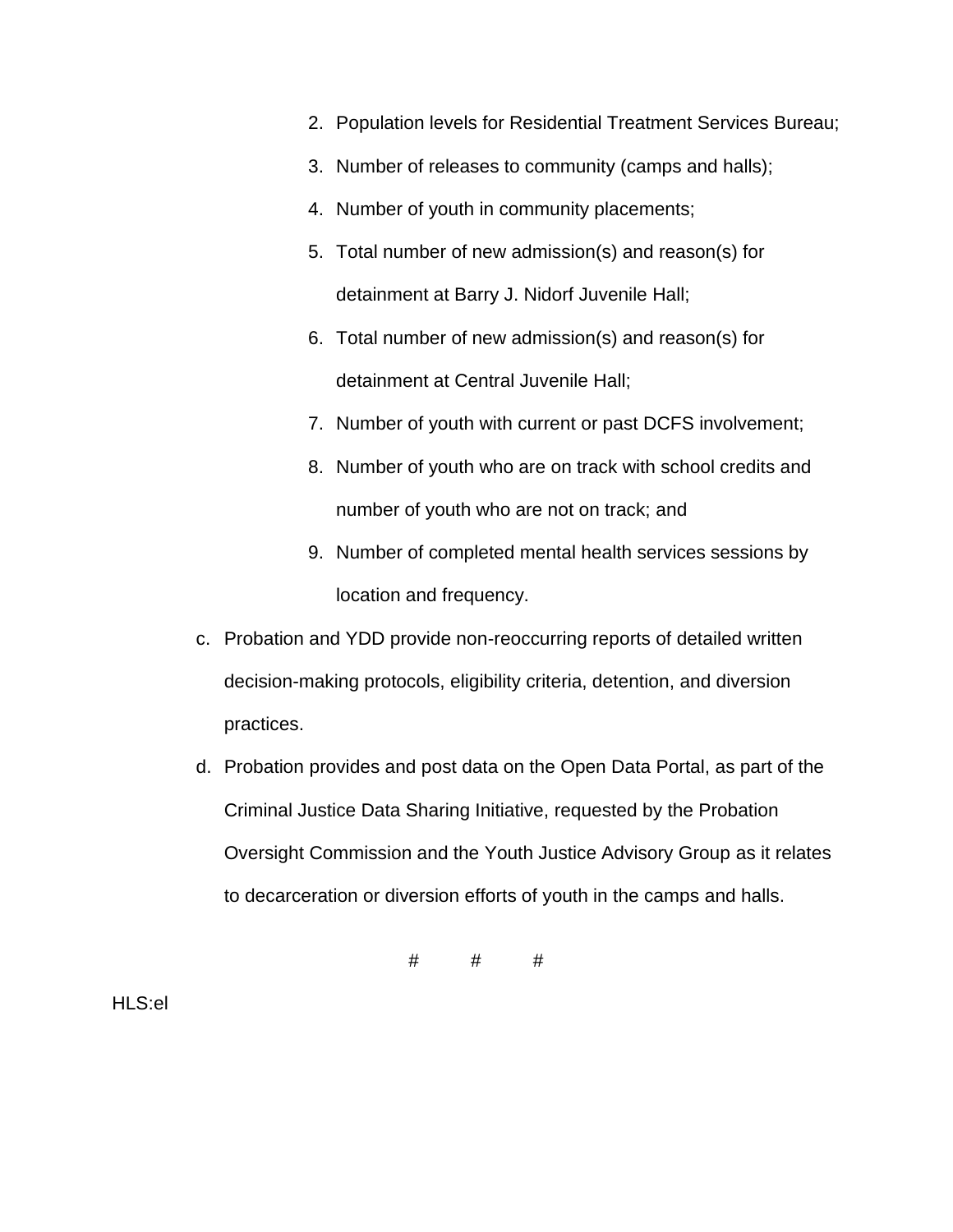2. Population levels for Residential Treatment Services Bureau;
3. Number of releases to community (camps and halls);
4. Number of youth in community placements;
5. Total number of new admission(s) and reason(s) for detainment at Barry J. Nidorf Juvenile Hall;
6. Total number of new admission(s) and reason(s) for detainment at Central Juvenile Hall;
7. Number of youth with current or past DCFS involvement;
8. Number of youth who are on track with school credits and number of youth who are not on track; and
9. Number of completed mental health services sessions by location and frequency.

c. Probation and YDD provide non-reoccurring reports of detailed written decision-making protocols, eligibility criteria, detention, and diversion practices.

d. Probation provides and post data on the Open Data Portal, as part of the Criminal Justice Data Sharing Initiative, requested by the Probation Oversight Commission and the Youth Justice Advisory Group as it relates to decarceration or diversion efforts of youth in the camps and halls.

\# # #

HLS:el